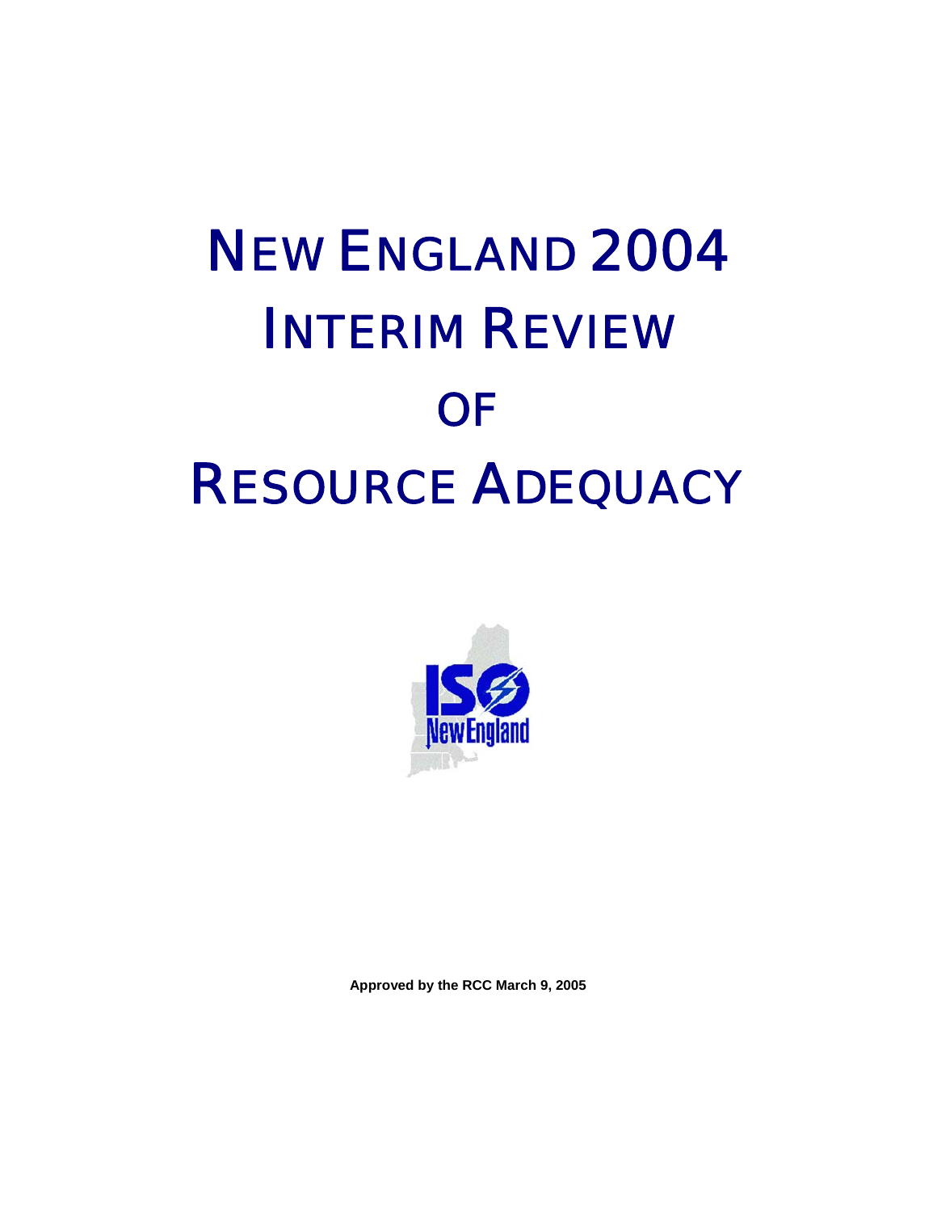# NEW ENGLAND 2004 INTERIM REVIEW OF RESOURCE ADEQUACY

**Approved by the RCC March 9, 2005**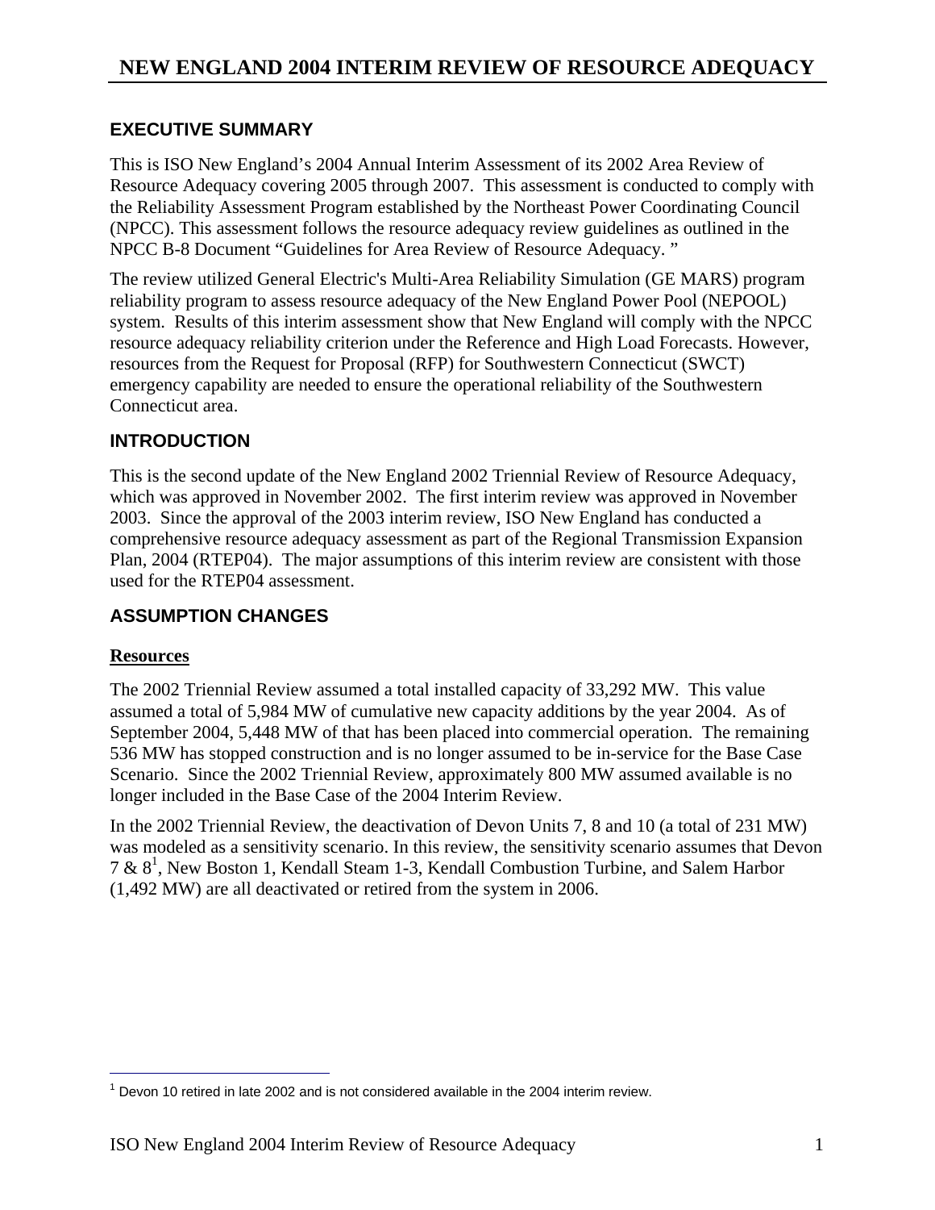# NEW ENGLAND 2004 INTERIM REVIEW OF RESOURCE ADEQUACY

## EXECUTIVE SUMMARY

This is ISO New England's 2004 Annual Interim Assessment of its 2002 Area Review of Resource Adequacy covering 2005 through 2007. This assessment is conducted to comply with the Reliability Assessment Program established by the Northeast Power Coordinating Council (NPCC). This assessment follows the resource adequacy review guidelines as outlined in the NPCC B-8 Document "Guidelines for Area Review of Resource Adequacy."

The review utilized General Electric's Multi-Area Reliability Simulation (GE MARS) program reliability program to assess resource adequacy of the New England Power Pool (NEPOOL) system. Results of this interim assessment show that New England will comply with the NPCC resource adequacy reliability criterion under the Reference and High Load Forecasts. However, resources from the Request for Proposal (RFP) for Southwestern Connecticut (SWCT) emergency capability are needed to ensure the operational reliability of the Southwestern Connecticut area.

## INTRODUCTION

This is the second update of the New England 2002 Triennial Review of Resource Adequacy, which was approved in November 2002. The first interim review was approved in November 2003. Since the approval of the 2003 interim review, ISO New England has conducted a comprehensive resource adequacy assessment as part of the Regional Transmission Expansion Plan, 2004 (RTEP04). The major assumptions of this interim review are consistent with those used for the RTEP04 assessment.

## ASSUMPTION CHANGES

### Resources

The 2002 Triennial Review assumed a total installed capacity of 33,292 MW. This value assumed a total of 5,984 MW of cumulative new capacity additions by the year 2004. As of September 2004, 5,448 MW of that has been placed into commercial operation. The remaining 536 MW has stopped construction and is no longer assumed to be in-service for the Base Case Scenario. Since the 2002 Triennial Review, approximately 800 MW assumed available is no longer included in the Base Case of the 2004 Interim Review.

In the 2002 Triennial Review, the deactivation of Devon Units 7, 8 and 10 (a total of 231 MW) was modeled as a sensitivity scenario. In this review, the sensitivity scenario assumes that Devon 7 & 8[1], New Boston 1, Kendall Steam 1-3, Kendall Combustion Turbine, and Salem Harbor (1,492 MW) are all deactivated or retired from the system in 2006.

[1] Devon 10 retired in late 2002 and is not considered available in the 2004 interim review.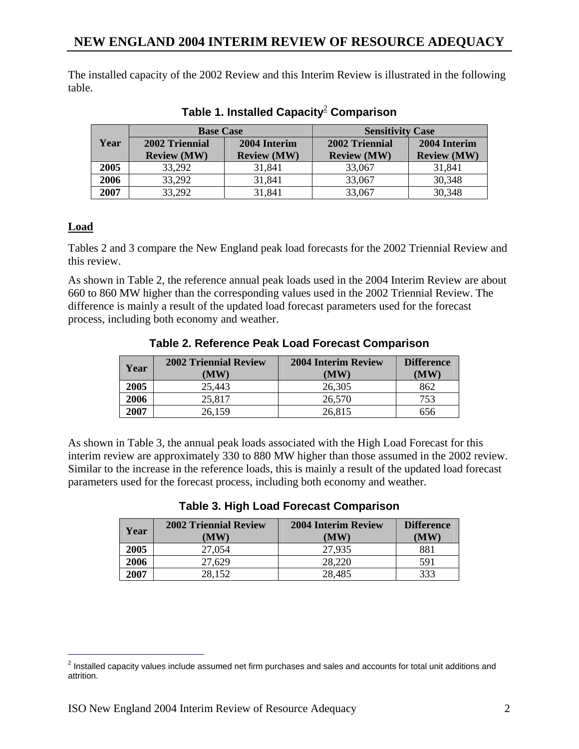The installed capacity of the 2002 Review and this Interim Review is illustrated in the following table.

**Table 1. Installed Capacity[2] Comparison**

| Year | Base Case | | Sensitivity Case | |
|---|---|---|---|---|
| | 2002 Triennial Review (MW) | 2004 Interim Review (MW) | 2002 Triennial Review (MW) | 2004 Interim Review (MW) |
| **2005** | 33,292 | 31,841 | 33,067 | 31,841 |
| **2006** | 33,292 | 31,841 | 33,067 | 30,348 |
| **2007** | 33,292 | 31,841 | 33,067 | 30,348 |

## Load

Tables 2 and 3 compare the New England peak load forecasts for the 2002 Triennial Review and this review.

As shown in Table 2, the reference annual peak loads used in the 2004 Interim Review are about 660 to 860 MW higher than the corresponding values used in the 2002 Triennial Review. The difference is mainly a result of the updated load forecast parameters used for the forecast process, including both economy and weather.

**Table 2. Reference Peak Load Forecast Comparison**

| Year | 2002 Triennial Review (MW) | 2004 Interim Review (MW) | Difference (MW) |
|---|---|---|---|
| **2005** | 25,443 | 26,305 | 862 |
| **2006** | 25,817 | 26,570 | 753 |
| **2007** | 26,159 | 26,815 | 656 |

As shown in Table 3, the annual peak loads associated with the High Load Forecast for this interim review are approximately 330 to 880 MW higher than those assumed in the 2002 review. Similar to the increase in the reference loads, this is mainly a result of the updated load forecast parameters used for the forecast process, including both economy and weather.

**Table 3. High Load Forecast Comparison**

| Year | 2002 Triennial Review (MW) | 2004 Interim Review (MW) | Difference (MW) |
|---|---|---|---|
| **2005** | 27,054 | 27,935 | 881 |
| **2006** | 27,629 | 28,220 | 591 |
| **2007** | 28,152 | 28,485 | 333 |

[2] Installed capacity values include assumed net firm purchases and sales and accounts for total unit additions and attrition.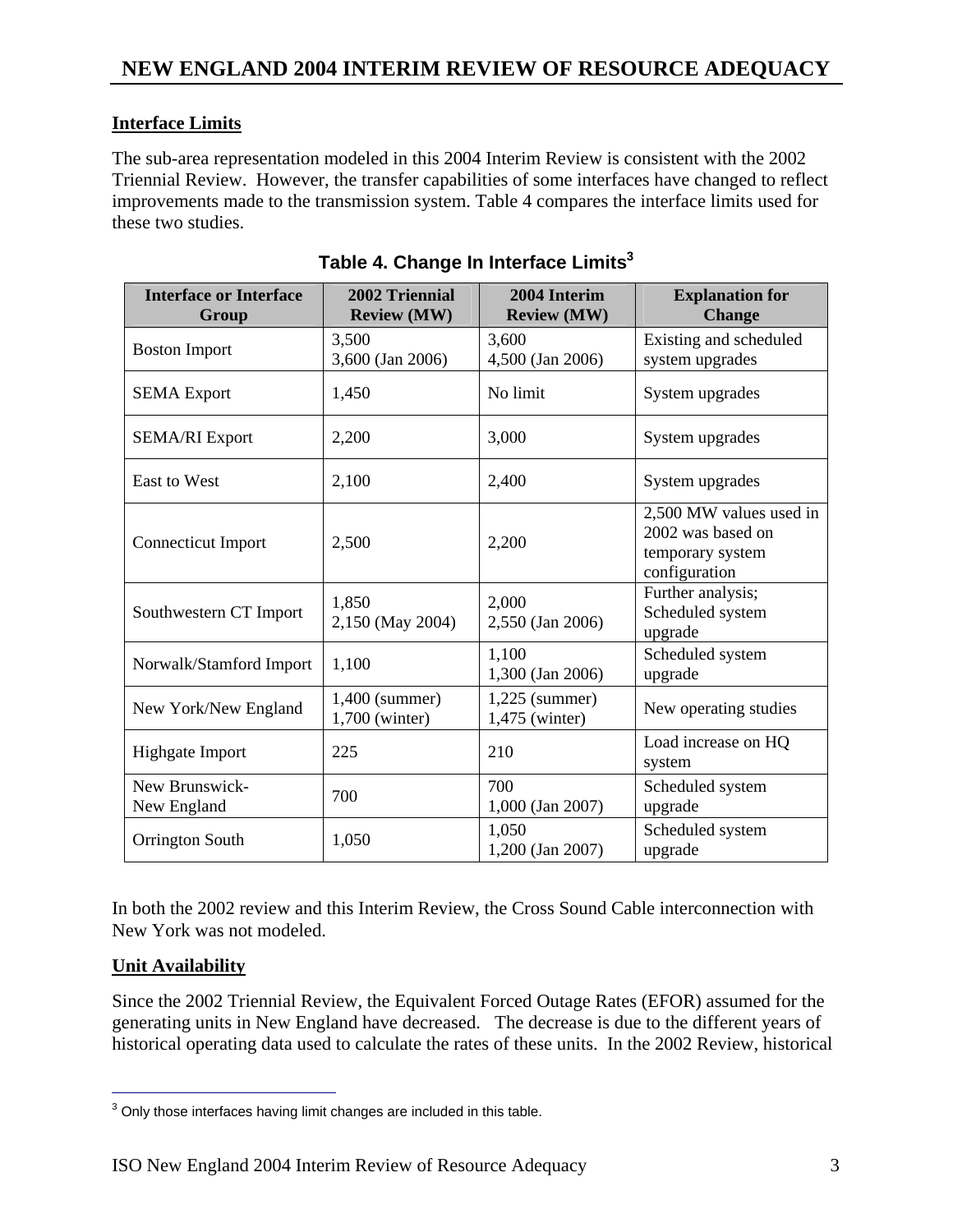### Interface Limits

The sub-area representation modeled in this 2004 Interim Review is consistent with the 2002 Triennial Review. However, the transfer capabilities of some interfaces have changed to reflect improvements made to the transmission system. Table 4 compares the interface limits used for these two studies.

**Table 4. Change In Interface Limits[3]**

| Interface or Interface Group | 2002 Triennial Review (MW) | 2004 Interim Review (MW) | Explanation for Change |
|---|---|---|---|
| Boston Import | 3,500<br>3,600 (Jan 2006) | 3,600<br>4,500 (Jan 2006) | Existing and scheduled system upgrades |
| SEMA Export | 1,450 | No limit | System upgrades |
| SEMA/RI Export | 2,200 | 3,000 | System upgrades |
| East to West | 2,100 | 2,400 | System upgrades |
| Connecticut Import | 2,500 | 2,200 | 2,500 MW values used in 2002 was based on temporary system configuration |
| Southwestern CT Import | 1,850<br>2,150 (May 2004) | 2,000<br>2,550 (Jan 2006) | Further analysis; Scheduled system upgrade |
| Norwalk/Stamford Import | 1,100 | 1,100<br>1,300 (Jan 2006) | Scheduled system upgrade |
| New York/New England | 1,400 (summer)<br>1,700 (winter) | 1,225 (summer)<br>1,475 (winter) | New operating studies |
| Highgate Import | 225 | 210 | Load increase on HQ system |
| New Brunswick-New England | 700 | 700<br>1,000 (Jan 2007) | Scheduled system upgrade |
| Orrington South | 1,050 | 1,050<br>1,200 (Jan 2007) | Scheduled system upgrade |

In both the 2002 review and this Interim Review, the Cross Sound Cable interconnection with New York was not modeled.

### Unit Availability

Since the 2002 Triennial Review, the Equivalent Forced Outage Rates (EFOR) assumed for the generating units in New England have decreased. The decrease is due to the different years of historical operating data used to calculate the rates of these units. In the 2002 Review, historical

---

[3] Only those interfaces having limit changes are included in this table.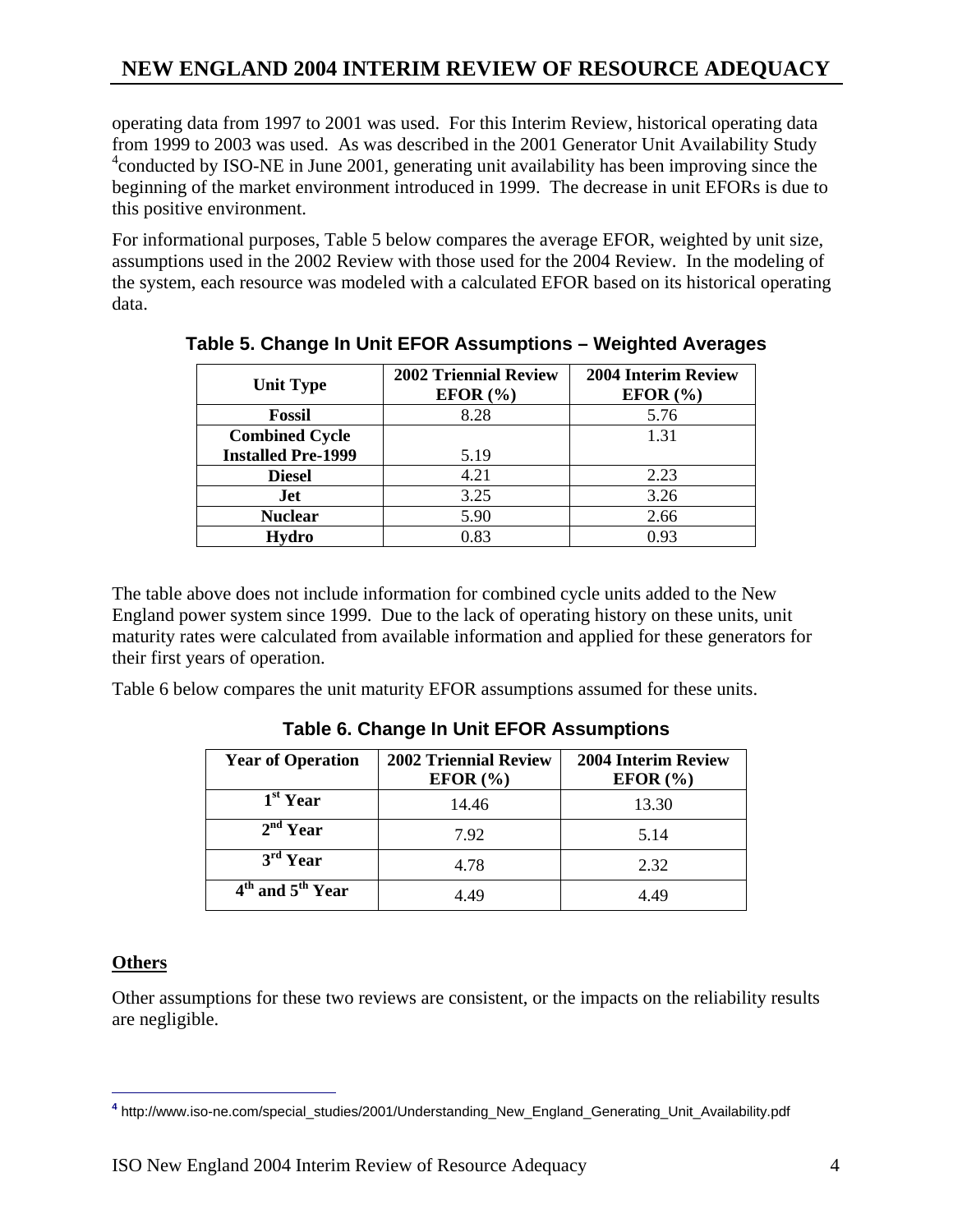operating data from 1997 to 2001 was used. For this Interim Review, historical operating data from 1999 to 2003 was used. As was described in the 2001 Generator Unit Availability Study [4]conducted by ISO-NE in June 2001, generating unit availability has been improving since the beginning of the market environment introduced in 1999. The decrease in unit EFORs is due to this positive environment.

For informational purposes, Table 5 below compares the average EFOR, weighted by unit size, assumptions used in the 2002 Review with those used for the 2004 Review. In the modeling of the system, each resource was modeled with a calculated EFOR based on its historical operating data.

**Table 5. Change In Unit EFOR Assumptions – Weighted Averages**

| Unit Type | 2002 Triennial Review EFOR (%) | 2004 Interim Review EFOR (%) |
|---|---|---|
| **Fossil** | 8.28 | 5.76 |
| **Combined Cycle Installed Pre-1999** | 5.19 | 1.31 |
| **Diesel** | 4.21 | 2.23 |
| **Jet** | 3.25 | 3.26 |
| **Nuclear** | 5.90 | 2.66 |
| **Hydro** | 0.83 | 0.93 |

The table above does not include information for combined cycle units added to the New England power system since 1999. Due to the lack of operating history on these units, unit maturity rates were calculated from available information and applied for these generators for their first years of operation.

Table 6 below compares the unit maturity EFOR assumptions assumed for these units.

**Table 6. Change In Unit EFOR Assumptions**

| Year of Operation | 2002 Triennial Review EFOR (%) | 2004 Interim Review EFOR (%) |
|---|---|---|
| **1st Year** | 14.46 | 13.30 |
| **2nd Year** | 7.92 | 5.14 |
| **3rd Year** | 4.78 | 2.32 |
| **4th and 5th Year** | 4.49 | 4.49 |

**Others**

Other assumptions for these two reviews are consistent, or the impacts on the reliability results are negligible.

[4] http://www.iso-ne.com/special_studies/2001/Understanding_New_England_Generating_Unit_Availability.pdf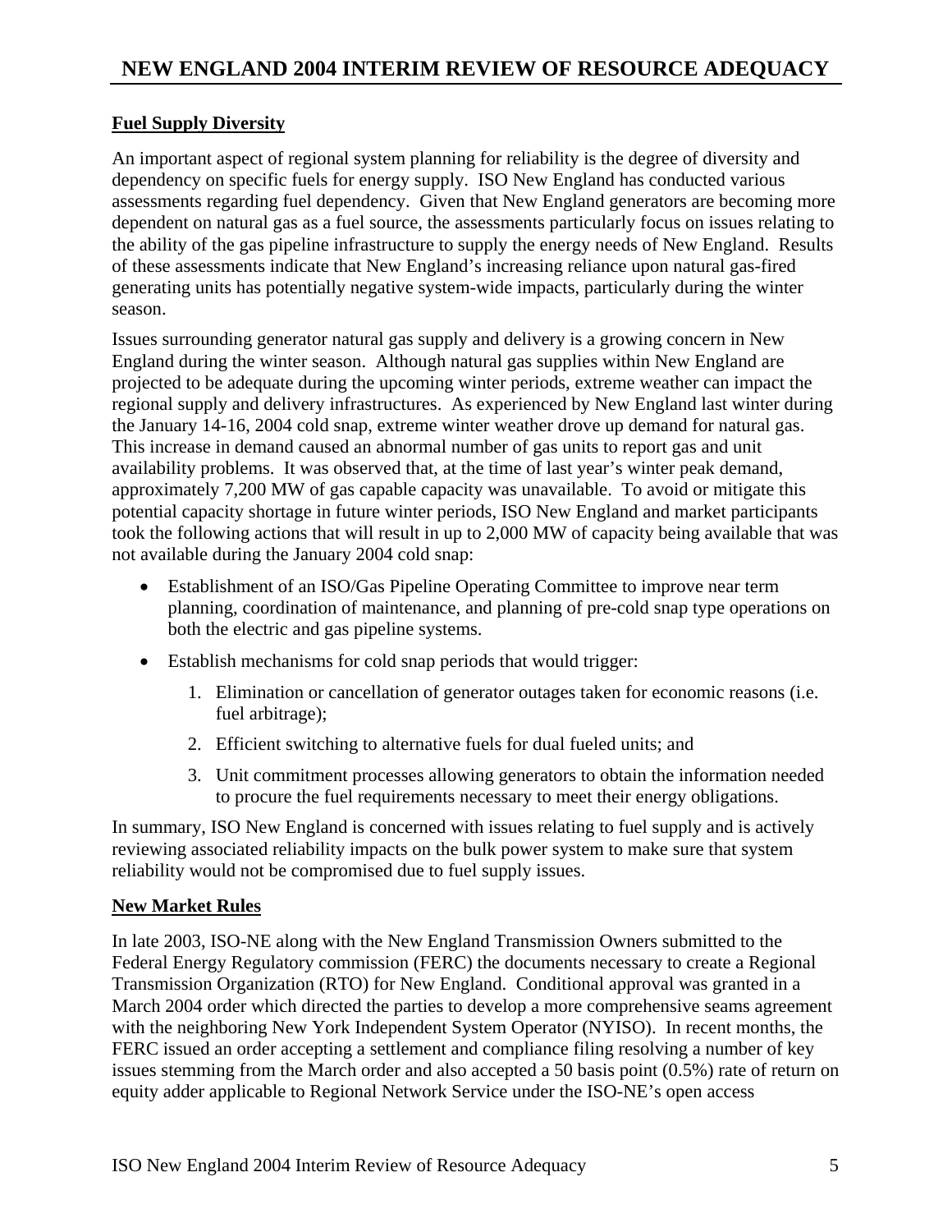## Fuel Supply Diversity

An important aspect of regional system planning for reliability is the degree of diversity and dependency on specific fuels for energy supply. ISO New England has conducted various assessments regarding fuel dependency. Given that New England generators are becoming more dependent on natural gas as a fuel source, the assessments particularly focus on issues relating to the ability of the gas pipeline infrastructure to supply the energy needs of New England. Results of these assessments indicate that New England's increasing reliance upon natural gas-fired generating units has potentially negative system-wide impacts, particularly during the winter season.

Issues surrounding generator natural gas supply and delivery is a growing concern in New England during the winter season. Although natural gas supplies within New England are projected to be adequate during the upcoming winter periods, extreme weather can impact the regional supply and delivery infrastructures. As experienced by New England last winter during the January 14-16, 2004 cold snap, extreme winter weather drove up demand for natural gas. This increase in demand caused an abnormal number of gas units to report gas and unit availability problems. It was observed that, at the time of last year's winter peak demand, approximately 7,200 MW of gas capable capacity was unavailable. To avoid or mitigate this potential capacity shortage in future winter periods, ISO New England and market participants took the following actions that will result in up to 2,000 MW of capacity being available that was not available during the January 2004 cold snap:

- Establishment of an ISO/Gas Pipeline Operating Committee to improve near term planning, coordination of maintenance, and planning of pre-cold snap type operations on both the electric and gas pipeline systems.
- Establish mechanisms for cold snap periods that would trigger:
  1. Elimination or cancellation of generator outages taken for economic reasons (i.e. fuel arbitrage);
  2. Efficient switching to alternative fuels for dual fueled units; and
  3. Unit commitment processes allowing generators to obtain the information needed to procure the fuel requirements necessary to meet their energy obligations.

In summary, ISO New England is concerned with issues relating to fuel supply and is actively reviewing associated reliability impacts on the bulk power system to make sure that system reliability would not be compromised due to fuel supply issues.

## New Market Rules

In late 2003, ISO-NE along with the New England Transmission Owners submitted to the Federal Energy Regulatory commission (FERC) the documents necessary to create a Regional Transmission Organization (RTO) for New England. Conditional approval was granted in a March 2004 order which directed the parties to develop a more comprehensive seams agreement with the neighboring New York Independent System Operator (NYISO). In recent months, the FERC issued an order accepting a settlement and compliance filing resolving a number of key issues stemming from the March order and also accepted a 50 basis point (0.5%) rate of return on equity adder applicable to Regional Network Service under the ISO-NE's open access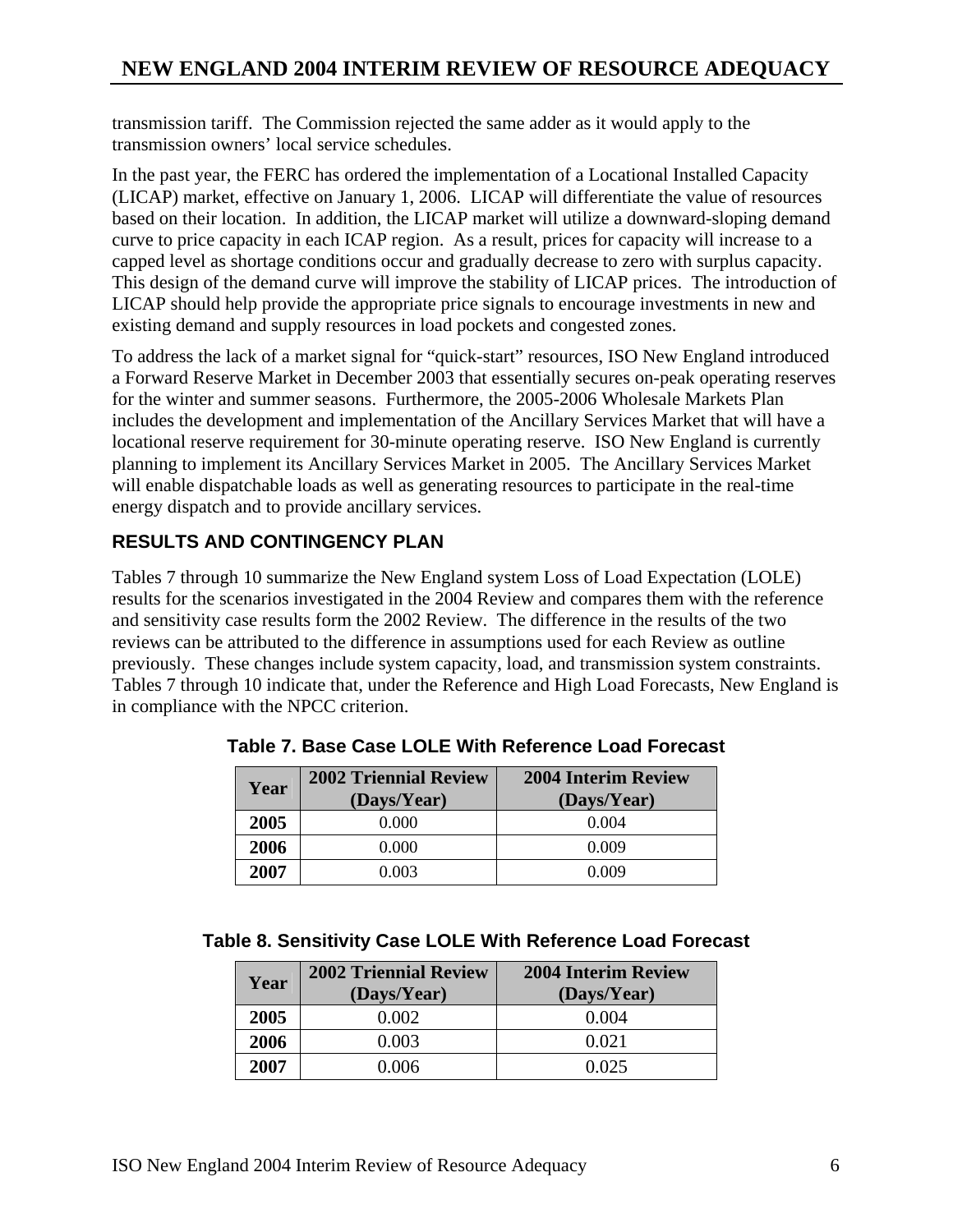transmission tariff. The Commission rejected the same adder as it would apply to the transmission owners' local service schedules.

In the past year, the FERC has ordered the implementation of a Locational Installed Capacity (LICAP) market, effective on January 1, 2006. LICAP will differentiate the value of resources based on their location. In addition, the LICAP market will utilize a downward-sloping demand curve to price capacity in each ICAP region. As a result, prices for capacity will increase to a capped level as shortage conditions occur and gradually decrease to zero with surplus capacity. This design of the demand curve will improve the stability of LICAP prices. The introduction of LICAP should help provide the appropriate price signals to encourage investments in new and existing demand and supply resources in load pockets and congested zones.

To address the lack of a market signal for "quick-start" resources, ISO New England introduced a Forward Reserve Market in December 2003 that essentially secures on-peak operating reserves for the winter and summer seasons. Furthermore, the 2005-2006 Wholesale Markets Plan includes the development and implementation of the Ancillary Services Market that will have a locational reserve requirement for 30-minute operating reserve. ISO New England is currently planning to implement its Ancillary Services Market in 2005. The Ancillary Services Market will enable dispatchable loads as well as generating resources to participate in the real-time energy dispatch and to provide ancillary services.

## RESULTS AND CONTINGENCY PLAN

Tables 7 through 10 summarize the New England system Loss of Load Expectation (LOLE) results for the scenarios investigated in the 2004 Review and compares them with the reference and sensitivity case results form the 2002 Review. The difference in the results of the two reviews can be attributed to the difference in assumptions used for each Review as outline previously. These changes include system capacity, load, and transmission system constraints. Tables 7 through 10 indicate that, under the Reference and High Load Forecasts, New England is in compliance with the NPCC criterion.

**Table 7. Base Case LOLE With Reference Load Forecast**

| Year | 2002 Triennial Review (Days/Year) | 2004 Interim Review (Days/Year) |
|---|---|---|
| **2005** | 0.000 | 0.004 |
| **2006** | 0.000 | 0.009 |
| **2007** | 0.003 | 0.009 |

**Table 8. Sensitivity Case LOLE With Reference Load Forecast**

| Year | 2002 Triennial Review (Days/Year) | 2004 Interim Review (Days/Year) |
|---|---|---|
| **2005** | 0.002 | 0.004 |
| **2006** | 0.003 | 0.021 |
| **2007** | 0.006 | 0.025 |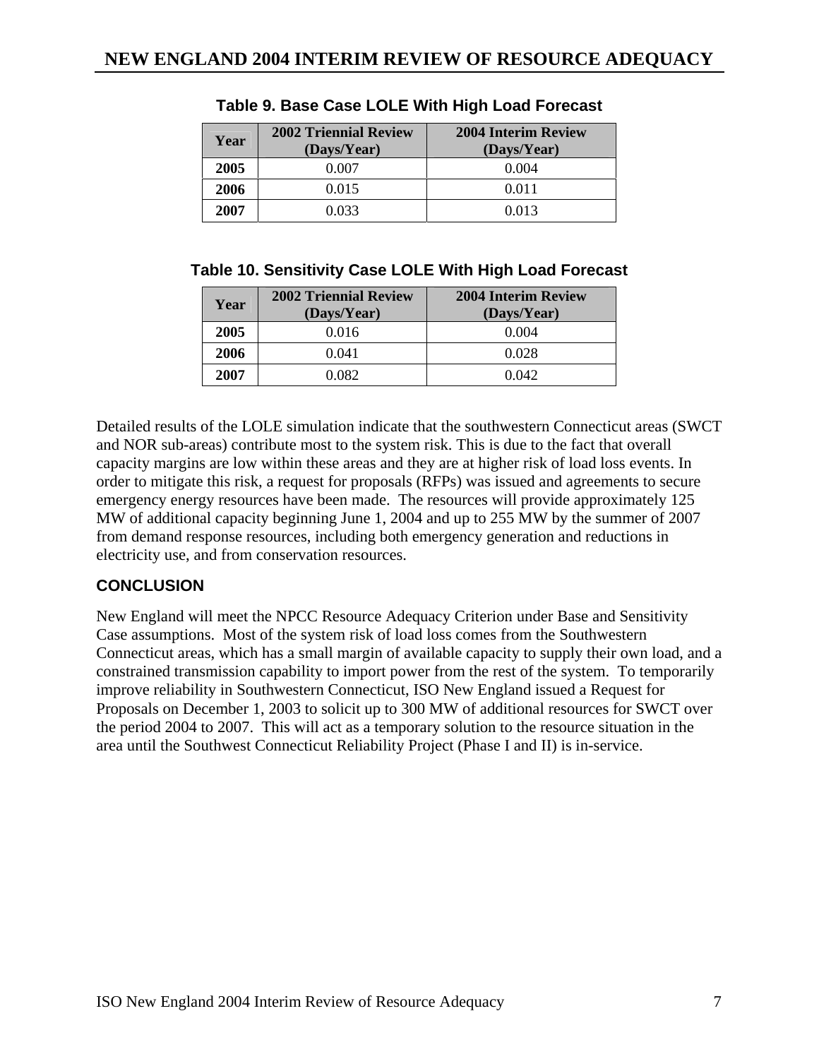**Table 9. Base Case LOLE With High Load Forecast**

| Year | 2002 Triennial Review (Days/Year) | 2004 Interim Review (Days/Year) |
|---|---|---|
| **2005** | 0.007 | 0.004 |
| **2006** | 0.015 | 0.011 |
| **2007** | 0.033 | 0.013 |

**Table 10. Sensitivity Case LOLE With High Load Forecast**

| Year | 2002 Triennial Review (Days/Year) | 2004 Interim Review (Days/Year) |
|---|---|---|
| **2005** | 0.016 | 0.004 |
| **2006** | 0.041 | 0.028 |
| **2007** | 0.082 | 0.042 |

Detailed results of the LOLE simulation indicate that the southwestern Connecticut areas (SWCT and NOR sub-areas) contribute most to the system risk. This is due to the fact that overall capacity margins are low within these areas and they are at higher risk of load loss events. In order to mitigate this risk, a request for proposals (RFPs) was issued and agreements to secure emergency energy resources have been made. The resources will provide approximately 125 MW of additional capacity beginning June 1, 2004 and up to 255 MW by the summer of 2007 from demand response resources, including both emergency generation and reductions in electricity use, and from conservation resources.

## CONCLUSION

New England will meet the NPCC Resource Adequacy Criterion under Base and Sensitivity Case assumptions. Most of the system risk of load loss comes from the Southwestern Connecticut areas, which has a small margin of available capacity to supply their own load, and a constrained transmission capability to import power from the rest of the system. To temporarily improve reliability in Southwestern Connecticut, ISO New England issued a Request for Proposals on December 1, 2003 to solicit up to 300 MW of additional resources for SWCT over the period 2004 to 2007. This will act as a temporary solution to the resource situation in the area until the Southwest Connecticut Reliability Project (Phase I and II) is in-service.